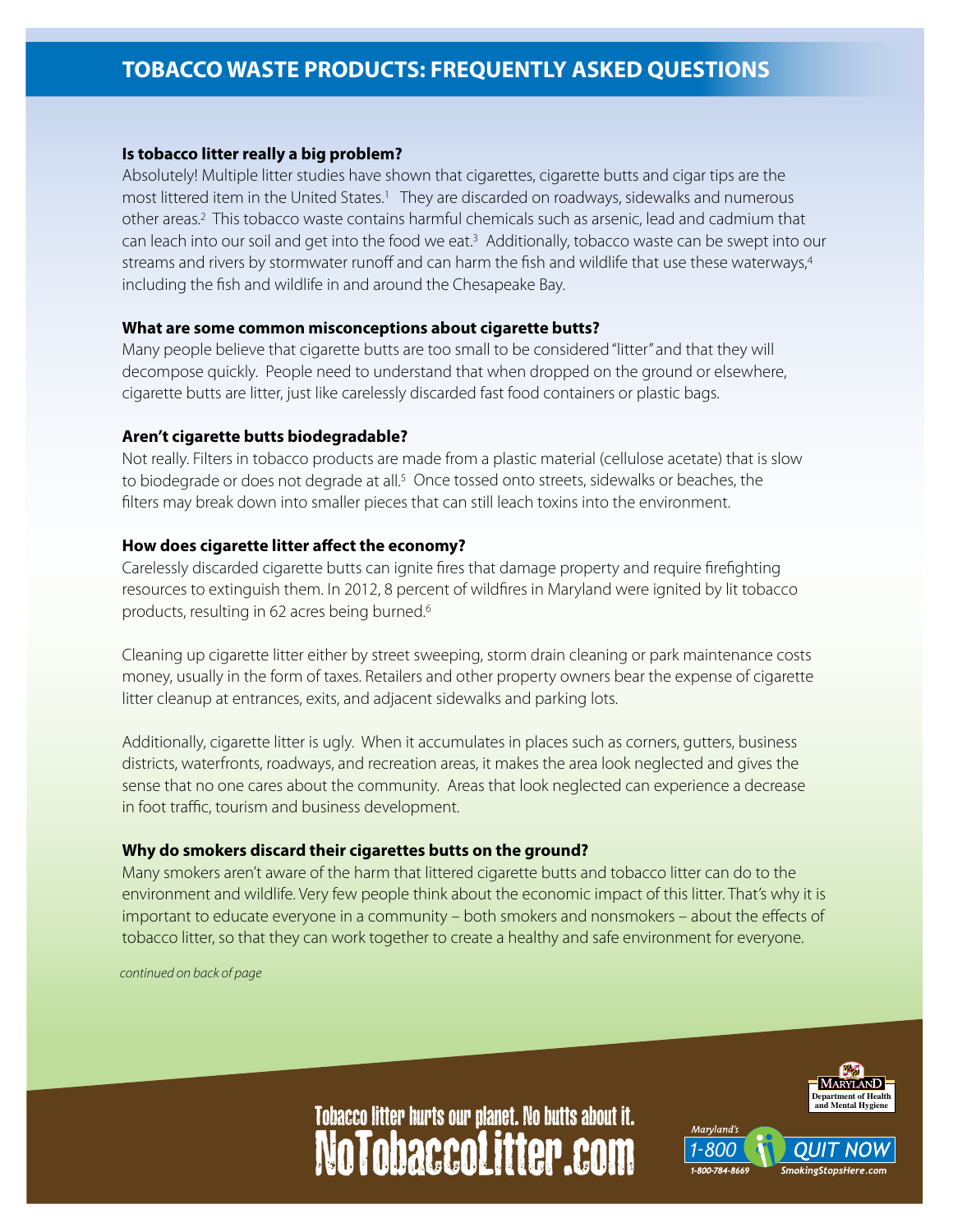# TOBACCO WASTE PRODUCTS: FREQUENTLY ASKED QUESTIONS

**Is tobacco litter really a big problem?**

Absolutely! Multiple litter studies have shown that cigarettes, cigarette butts and cigar tips are the most littered item in the United States.[1] They are discarded on roadways, sidewalks and numerous other areas.[2] This tobacco waste contains harmful chemicals such as arsenic, lead and cadmium that can leach into our soil and get into the food we eat.[3] Additionally, tobacco waste can be swept into our streams and rivers by stormwater runoff and can harm the fish and wildlife that use these waterways,[4] including the fish and wildlife in and around the Chesapeake Bay.

**What are some common misconceptions about cigarette butts?**

Many people believe that cigarette butts are too small to be considered "litter" and that they will decompose quickly. People need to understand that when dropped on the ground or elsewhere, cigarette butts are litter, just like carelessly discarded fast food containers or plastic bags.

**Aren't cigarette butts biodegradable?**

Not really. Filters in tobacco products are made from a plastic material (cellulose acetate) that is slow to biodegrade or does not degrade at all.[5] Once tossed onto streets, sidewalks or beaches, the filters may break down into smaller pieces that can still leach toxins into the environment.

**How does cigarette litter affect the economy?**

Carelessly discarded cigarette butts can ignite fires that damage property and require firefighting resources to extinguish them. In 2012, 8 percent of wildfires in Maryland were ignited by lit tobacco products, resulting in 62 acres being burned.[6]

Cleaning up cigarette litter either by street sweeping, storm drain cleaning or park maintenance costs money, usually in the form of taxes. Retailers and other property owners bear the expense of cigarette litter cleanup at entrances, exits, and adjacent sidewalks and parking lots.

Additionally, cigarette litter is ugly. When it accumulates in places such as corners, gutters, business districts, waterfronts, roadways, and recreation areas, it makes the area look neglected and gives the sense that no one cares about the community. Areas that look neglected can experience a decrease in foot traffic, tourism and business development.

**Why do smokers discard their cigarettes butts on the ground?**

Many smokers aren't aware of the harm that littered cigarette butts and tobacco litter can do to the environment and wildlife. Very few people think about the economic impact of this litter. That's why it is important to educate everyone in a community – both smokers and nonsmokers – about the effects of tobacco litter, so that they can work together to create a healthy and safe environment for everyone.

*continued on back of page*

Tobacco litter hurts our planet. No butts about it.
NoTobaccoLitter.com

Maryland Department of Health and Mental Hygiene

Maryland's 1-800 QUIT NOW
1-800-784-8669 SmokingStopsHere.com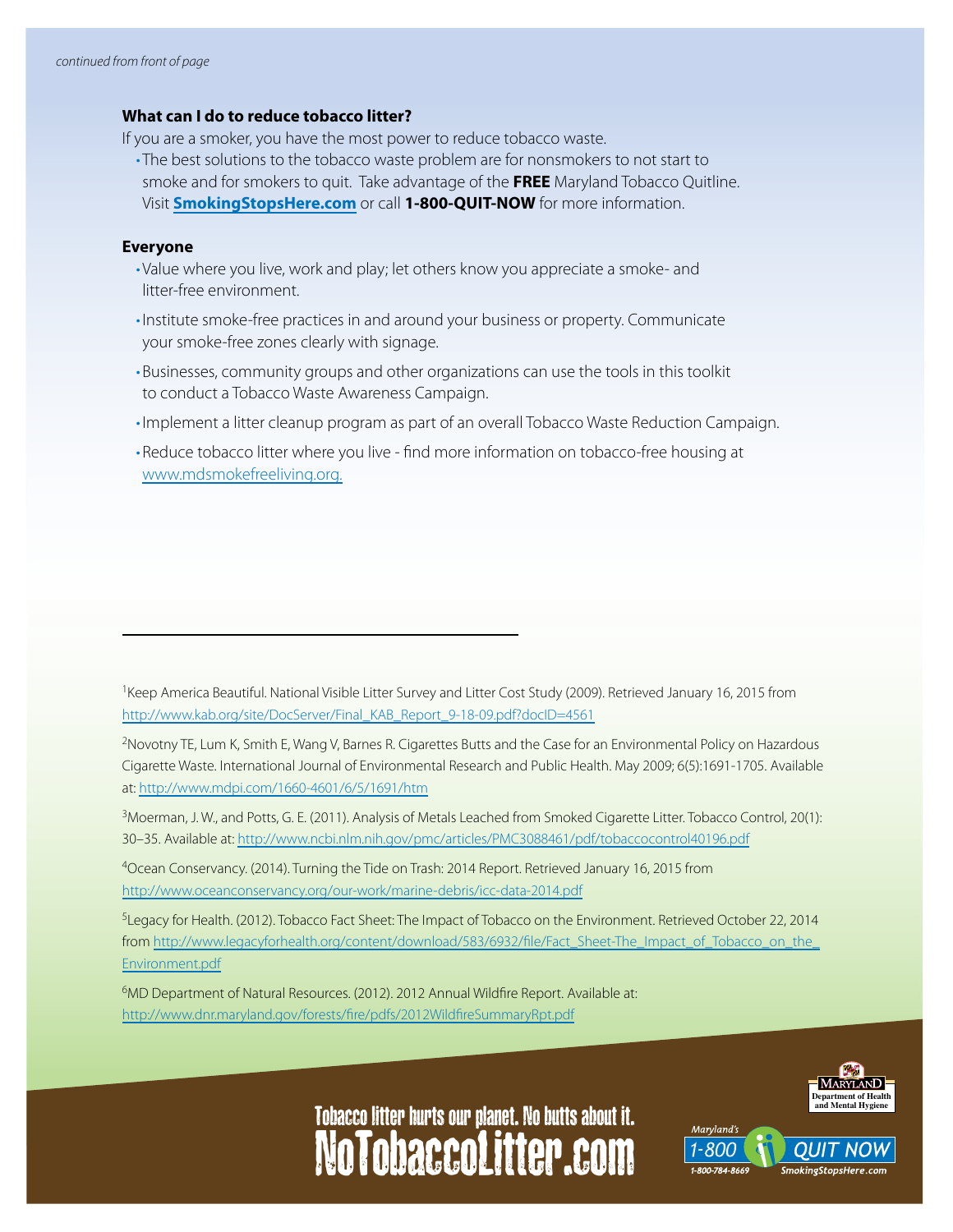*continued from front of page*

### What can I do to reduce tobacco litter?

If you are a smoker, you have the most power to reduce tobacco waste.

- The best solutions to the tobacco waste problem are for nonsmokers to not start to smoke and for smokers to quit. Take advantage of the **FREE** Maryland Tobacco Quitline. Visit **SmokingStopsHere.com** or call **1-800-QUIT-NOW** for more information.

### Everyone

- Value where you live, work and play; let others know you appreciate a smoke- and litter-free environment.
- Institute smoke-free practices in and around your business or property. Communicate your smoke-free zones clearly with signage.
- Businesses, community groups and other organizations can use the tools in this toolkit to conduct a Tobacco Waste Awareness Campaign.
- Implement a litter cleanup program as part of an overall Tobacco Waste Reduction Campaign.
- Reduce tobacco litter where you live - find more information on tobacco-free housing at www.mdsmokefreeliving.org.

---

[1] Keep America Beautiful. National Visible Litter Survey and Litter Cost Study (2009). Retrieved January 16, 2015 from http://www.kab.org/site/DocServer/Final_KAB_Report_9-18-09.pdf?docID=4561

[2] Novotny TE, Lum K, Smith E, Wang V, Barnes R. Cigarettes Butts and the Case for an Environmental Policy on Hazardous Cigarette Waste. International Journal of Environmental Research and Public Health. May 2009; 6(5):1691-1705. Available at: http://www.mdpi.com/1660-4601/6/5/1691/htm

[3] Moerman, J. W., and Potts, G. E. (2011). Analysis of Metals Leached from Smoked Cigarette Litter. Tobacco Control, 20(1): 30–35. Available at: http://www.ncbi.nlm.nih.gov/pmc/articles/PMC3088461/pdf/tobaccocontrol40196.pdf

[4] Ocean Conservancy. (2014). Turning the Tide on Trash: 2014 Report. Retrieved January 16, 2015 from http://www.oceanconservancy.org/our-work/marine-debris/icc-data-2014.pdf

[5] Legacy for Health. (2012). Tobacco Fact Sheet: The Impact of Tobacco on the Environment. Retrieved October 22, 2014 from http://www.legacyforhealth.org/content/download/583/6932/file/Fact_Sheet-The_Impact_of_Tobacco_on_the_Environment.pdf

[6] MD Department of Natural Resources. (2012). 2012 Annual Wildfire Report. Available at: http://www.dnr.maryland.gov/forests/fire/pdfs/2012WildfireSummaryRpt.pdf

Tobacco litter hurts our planet. No butts about it.

NoTobaccoLitter.com

Maryland Department of Health and Mental Hygiene

Maryland's 1-800 QUIT NOW
1-800-784-8669
SmokingStopsHere.com